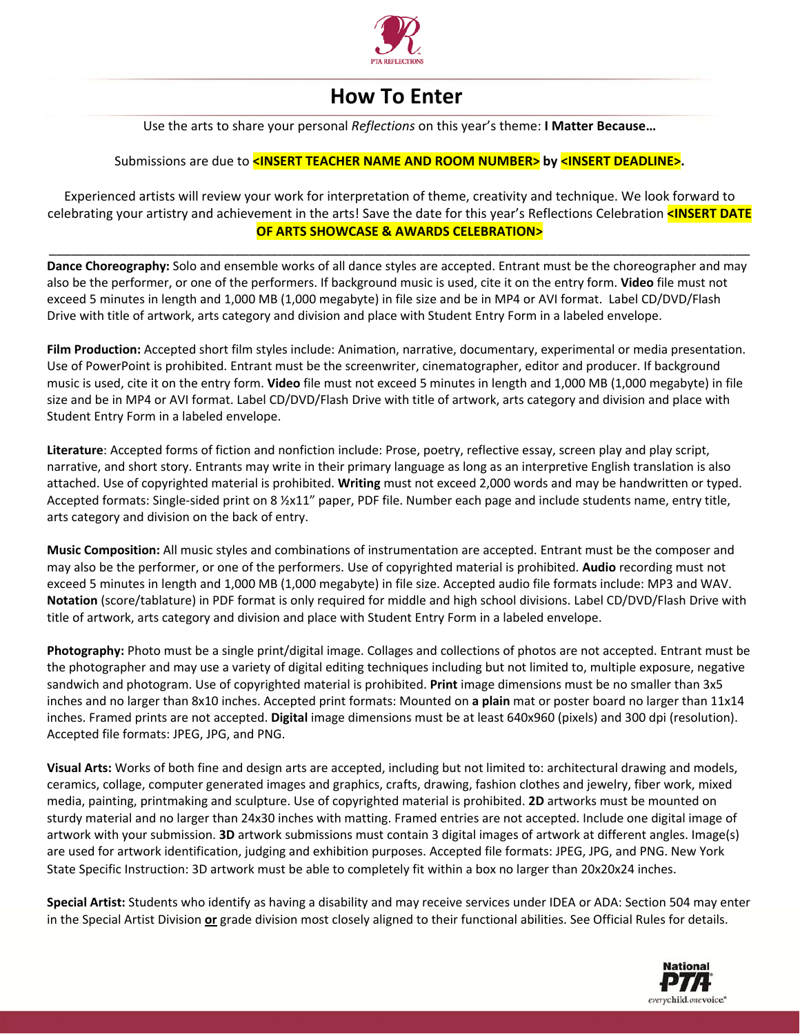# How To Enter

Use the arts to share your personal *Reflections* on this year's theme: **I Matter Because…**

Submissions are due to **<INSERT TEACHER NAME AND ROOM NUMBER> by <INSERT DEADLINE>.**

Experienced artists will review your work for interpretation of theme, creativity and technique. We look forward to celebrating your artistry and achievement in the arts! Save the date for this year's Reflections Celebration **<INSERT DATE OF ARTS SHOWCASE & AWARDS CELEBRATION>**

---

**Dance Choreography:** Solo and ensemble works of all dance styles are accepted. Entrant must be the choreographer and may also be the performer, or one of the performers. If background music is used, cite it on the entry form. **Video** file must not exceed 5 minutes in length and 1,000 MB (1,000 megabyte) in file size and be in MP4 or AVI format. Label CD/DVD/Flash Drive with title of artwork, arts category and division and place with Student Entry Form in a labeled envelope.

**Film Production:** Accepted short film styles include: Animation, narrative, documentary, experimental or media presentation. Use of PowerPoint is prohibited. Entrant must be the screenwriter, cinematographer, editor and producer. If background music is used, cite it on the entry form. **Video** file must not exceed 5 minutes in length and 1,000 MB (1,000 megabyte) in file size and be in MP4 or AVI format. Label CD/DVD/Flash Drive with title of artwork, arts category and division and place with Student Entry Form in a labeled envelope.

**Literature**: Accepted forms of fiction and nonfiction include: Prose, poetry, reflective essay, screen play and play script, narrative, and short story. Entrants may write in their primary language as long as an interpretive English translation is also attached. Use of copyrighted material is prohibited. **Writing** must not exceed 2,000 words and may be handwritten or typed. Accepted formats: Single-sided print on 8 ½x11" paper, PDF file. Number each page and include students name, entry title, arts category and division on the back of entry.

**Music Composition:** All music styles and combinations of instrumentation are accepted. Entrant must be the composer and may also be the performer, or one of the performers. Use of copyrighted material is prohibited. **Audio** recording must not exceed 5 minutes in length and 1,000 MB (1,000 megabyte) in file size. Accepted audio file formats include: MP3 and WAV. **Notation** (score/tablature) in PDF format is only required for middle and high school divisions. Label CD/DVD/Flash Drive with title of artwork, arts category and division and place with Student Entry Form in a labeled envelope.

**Photography:** Photo must be a single print/digital image. Collages and collections of photos are not accepted. Entrant must be the photographer and may use a variety of digital editing techniques including but not limited to, multiple exposure, negative sandwich and photogram. Use of copyrighted material is prohibited. **Print** image dimensions must be no smaller than 3x5 inches and no larger than 8x10 inches. Accepted print formats: Mounted on **a plain** mat or poster board no larger than 11x14 inches. Framed prints are not accepted. **Digital** image dimensions must be at least 640x960 (pixels) and 300 dpi (resolution). Accepted file formats: JPEG, JPG, and PNG.

**Visual Arts:** Works of both fine and design arts are accepted, including but not limited to: architectural drawing and models, ceramics, collage, computer generated images and graphics, crafts, drawing, fashion clothes and jewelry, fiber work, mixed media, painting, printmaking and sculpture. Use of copyrighted material is prohibited. **2D** artworks must be mounted on sturdy material and no larger than 24x30 inches with matting. Framed entries are not accepted. Include one digital image of artwork with your submission. **3D** artwork submissions must contain 3 digital images of artwork at different angles. Image(s) are used for artwork identification, judging and exhibition purposes. Accepted file formats: JPEG, JPG, and PNG. New York State Specific Instruction: 3D artwork must be able to completely fit within a box no larger than 20x20x24 inches.

**Special Artist:** Students who identify as having a disability and may receive services under IDEA or ADA: Section 504 may enter in the Special Artist Division **or** grade division most closely aligned to their functional abilities. See Official Rules for details.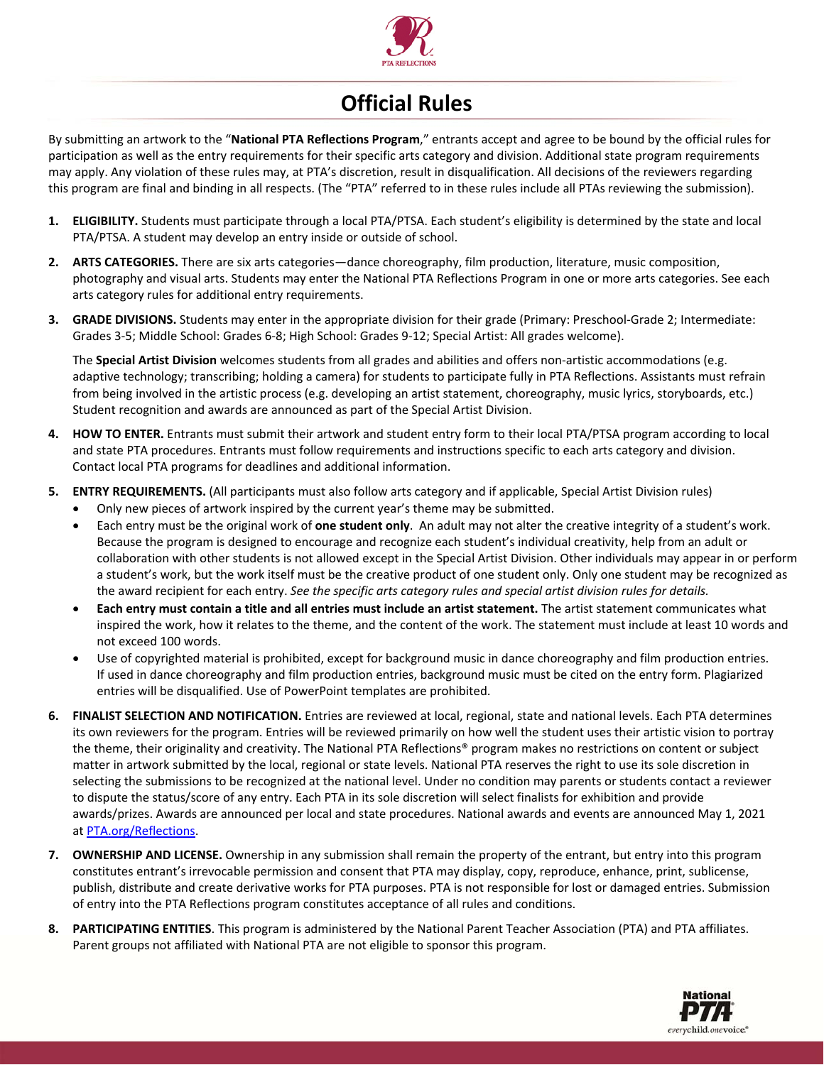# Official Rules

By submitting an artwork to the "**National PTA Reflections Program**," entrants accept and agree to be bound by the official rules for participation as well as the entry requirements for their specific arts category and division. Additional state program requirements may apply. Any violation of these rules may, at PTA's discretion, result in disqualification. All decisions of the reviewers regarding this program are final and binding in all respects. (The "PTA" referred to in these rules include all PTAs reviewing the submission).

1. **ELIGIBILITY.** Students must participate through a local PTA/PTSA. Each student's eligibility is determined by the state and local PTA/PTSA. A student may develop an entry inside or outside of school.

2. **ARTS CATEGORIES.** There are six arts categories—dance choreography, film production, literature, music composition, photography and visual arts. Students may enter the National PTA Reflections Program in one or more arts categories. See each arts category rules for additional entry requirements.

3. **GRADE DIVISIONS.** Students may enter in the appropriate division for their grade (Primary: Preschool-Grade 2; Intermediate: Grades 3-5; Middle School: Grades 6-8; High School: Grades 9-12; Special Artist: All grades welcome).

   The **Special Artist Division** welcomes students from all grades and abilities and offers non-artistic accommodations (e.g. adaptive technology; transcribing; holding a camera) for students to participate fully in PTA Reflections. Assistants must refrain from being involved in the artistic process (e.g. developing an artist statement, choreography, music lyrics, storyboards, etc.) Student recognition and awards are announced as part of the Special Artist Division.

4. **HOW TO ENTER.** Entrants must submit their artwork and student entry form to their local PTA/PTSA program according to local and state PTA procedures. Entrants must follow requirements and instructions specific to each arts category and division. Contact local PTA programs for deadlines and additional information.

5. **ENTRY REQUIREMENTS.** (All participants must also follow arts category and if applicable, Special Artist Division rules)
   - Only new pieces of artwork inspired by the current year's theme may be submitted.
   - Each entry must be the original work of **one student only**. An adult may not alter the creative integrity of a student's work. Because the program is designed to encourage and recognize each student's individual creativity, help from an adult or collaboration with other students is not allowed except in the Special Artist Division. Other individuals may appear in or perform a student's work, but the work itself must be the creative product of one student only. Only one student may be recognized as the award recipient for each entry. *See the specific arts category rules and special artist division rules for details.*
   - **Each entry must contain a title and all entries must include an artist statement.** The artist statement communicates what inspired the work, how it relates to the theme, and the content of the work. The statement must include at least 10 words and not exceed 100 words.
   - Use of copyrighted material is prohibited, except for background music in dance choreography and film production entries. If used in dance choreography and film production entries, background music must be cited on the entry form. Plagiarized entries will be disqualified. Use of PowerPoint templates are prohibited.

6. **FINALIST SELECTION AND NOTIFICATION.** Entries are reviewed at local, regional, state and national levels. Each PTA determines its own reviewers for the program. Entries will be reviewed primarily on how well the student uses their artistic vision to portray the theme, their originality and creativity. The National PTA Reflections® program makes no restrictions on content or subject matter in artwork submitted by the local, regional or state levels. National PTA reserves the right to use its sole discretion in selecting the submissions to be recognized at the national level. Under no condition may parents or students contact a reviewer to dispute the status/score of any entry. Each PTA in its sole discretion will select finalists for exhibition and provide awards/prizes. Awards are announced per local and state procedures. National awards and events are announced May 1, 2021 at PTA.org/Reflections.

7. **OWNERSHIP AND LICENSE.** Ownership in any submission shall remain the property of the entrant, but entry into this program constitutes entrant's irrevocable permission and consent that PTA may display, copy, reproduce, enhance, print, sublicense, publish, distribute and create derivative works for PTA purposes. PTA is not responsible for lost or damaged entries. Submission of entry into the PTA Reflections program constitutes acceptance of all rules and conditions.

8. **PARTICIPATING ENTITIES**. This program is administered by the National Parent Teacher Association (PTA) and PTA affiliates. Parent groups not affiliated with National PTA are not eligible to sponsor this program.